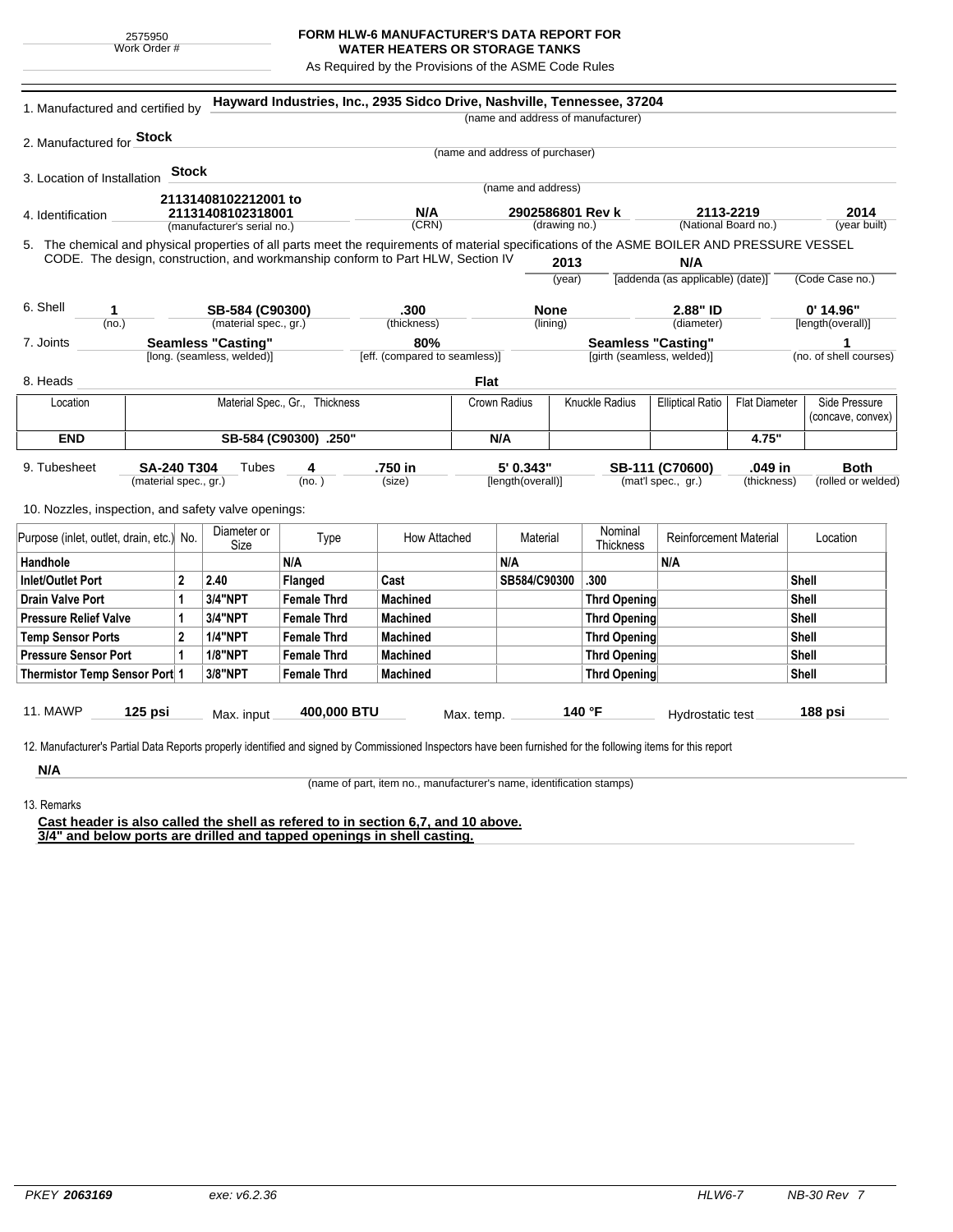2575950
Work Order #

# FORM HLW-6 MANUFACTURER'S DATA REPORT FOR WATER HEATERS OR STORAGE TANKS

As Required by the Provisions of the ASME Code Rules

1. Manufactured and certified by **Hayward Industries, Inc., 2935 Sidco Drive, Nashville, Tennessee, 37204**
(name and address of manufacturer)

2. Manufactured for **Stock**
(name and address of purchaser)

3. Location of Installation **Stock**
(name and address)

4. Identification

| 21131408102212001 to 21131408102318001 | N/A | 2902586801 Rev k | 2113-2219 | 2014 |
|---|---|---|---|---|
| (manufacturer's serial no.) | (CRN) | (drawing no.) | (National Board no.) | (year built) |

5. The chemical and physical properties of all parts meet the requirements of material specifications of the ASME BOILER AND PRESSURE VESSEL CODE. The design, construction, and workmanship conform to Part HLW, Section IV **2013** (year) **N/A** [addenda (as applicable) (date)] (Code Case no.)

6. Shell

| 1 | SB-584 (C90300) | .300 | None | 2.88" ID | 0' 14.96" |
|---|---|---|---|---|---|
| (no.) | (material spec., gr.) | (thickness) | (lining) | (diameter) | [length(overall)] |

7. Joints

| Seamless "Casting" | 80% | Seamless "Casting" | 1 |
|---|---|---|---|
| [long. (seamless, welded)] | [eff. (compared to seamless)] | [girth (seamless, welded)] | (no. of shell courses) |

8. Heads **Flat**

| Location | Material Spec., Gr., Thickness | Crown Radius | Knuckle Radius | Elliptical Ratio | Flat Diameter | Side Pressure (concave, convex) |
|---|---|---|---|---|---|---|
| **END** | **SB-584 (C90300) .250"** | **N/A** | | | **4.75"** | |

9. Tubesheet

| SA-240 T304 | Tubes 4 | .750 in | 5' 0.343" | SB-111 (C70600) | .049 in | Both |
|---|---|---|---|---|---|---|
| (material spec., gr.) | (no.) | (size) | [length(overall)] | (mat'l spec., gr.) | (thickness) | (rolled or welded) |

10. Nozzles, inspection, and safety valve openings:

| Purpose (inlet, outlet, drain, etc.) | No. | Diameter or Size | Type | How Attached | Material | Nominal Thickness | Reinforcement Material | Location |
|---|---|---|---|---|---|---|---|---|
| **Handhole** | | | **N/A** | | **N/A** | | **N/A** | |
| **Inlet/Outlet Port** | **2** | **2.40** | **Flanged** | **Cast** | **SB584/C90300** | **.300** | | **Shell** |
| **Drain Valve Port** | **1** | **3/4"NPT** | **Female Thrd** | **Machined** | | **Thrd Opening** | | **Shell** |
| **Pressure Relief Valve** | **1** | **3/4"NPT** | **Female Thrd** | **Machined** | | **Thrd Opening** | | **Shell** |
| **Temp Sensor Ports** | **2** | **1/4"NPT** | **Female Thrd** | **Machined** | | **Thrd Opening** | | **Shell** |
| **Pressure Sensor Port** | **1** | **1/8"NPT** | **Female Thrd** | **Machined** | | **Thrd Opening** | | **Shell** |
| **Thermistor Temp Sensor Port** | **1** | **3/8"NPT** | **Female Thrd** | **Machined** | | **Thrd Opening** | | **Shell** |

11. MAWP **125 psi** Max. input **400,000 BTU** Max. temp. **140 °F** Hydrostatic test **188 psi**

12. Manufacturer's Partial Data Reports properly identified and signed by Commissioned Inspectors have been furnished for the following items for this report

**N/A**
(name of part, item no., manufacturer's name, identification stamps)

13. Remarks

**Cast header is also called the shell as refered to in section 6,7, and 10 above.**
**3/4" and below ports are drilled and tapped openings in shell casting.**

PKEY **2063169** exe: v6.2.36 HLW6-7 NB-30 Rev 7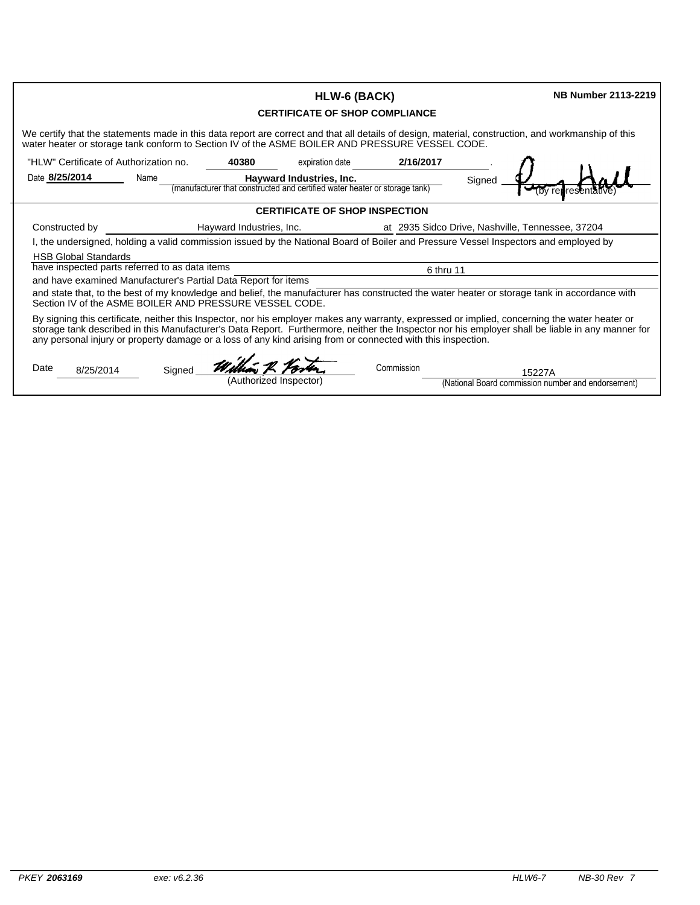## HLW-6 (BACK)

**NB Number 2113-2219**

### CERTIFICATE OF SHOP COMPLIANCE

We certify that the statements made in this data report are correct and that all details of design, material, construction, and workmanship of this water heater or storage tank conform to Section IV of the ASME BOILER AND PRESSURE VESSEL CODE.

"HLW" Certificate of Authorization no. **40380** expiration date **2/16/2017**.

Date **8/25/2014** Name **Hayward Industries, Inc.** (manufacturer that constructed and certified water heater or storage tank) Signed (by representative)

### CERTIFICATE OF SHOP INSPECTION

Constructed by Hayward Industries, Inc. at 2935 Sidco Drive, Nashville, Tennessee, 37204

I, the undersigned, holding a valid commission issued by the National Board of Boiler and Pressure Vessel Inspectors and employed by HSB Global Standards have inspected parts referred to as data items 6 thru 11 and have examined Manufacturer's Partial Data Report for items

and state that, to the best of my knowledge and belief, the manufacturer has constructed the water heater or storage tank in accordance with Section IV of the ASME BOILER AND PRESSURE VESSEL CODE.

By signing this certificate, neither this Inspector, nor his employer makes any warranty, expressed or implied, concerning the water heater or storage tank described in this Manufacturer's Data Report. Furthermore, neither the Inspector nor his employer shall be liable in any manner for any personal injury or property damage or a loss of any kind arising from or connected with this inspection.

Date 8/25/2014 Signed (Authorized Inspector) Commission 15227A (National Board commission number and endorsement)

PKEY **2063169** exe: v6.2.36 HLW6-7 NB-30 Rev 7